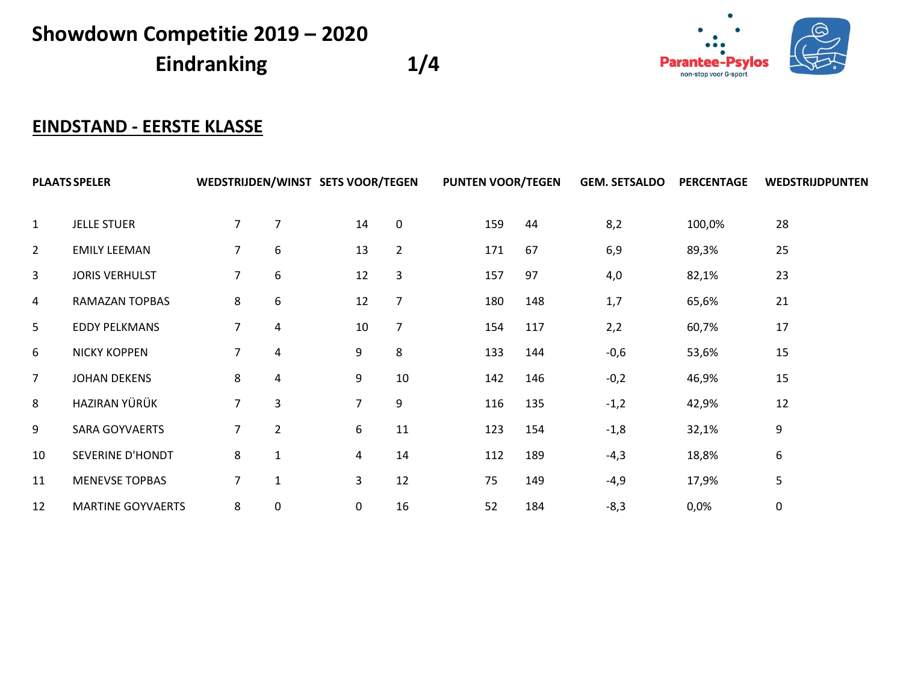# Showdown Competitie 2019 – 2020

## Eindranking 1/4

Parantee-Psylos
non-stop voor G-sport

## EINDSTAND - EERSTE KLASSE

| PLAATS | SPELER | WEDSTRIJDEN/WINST | | SETS VOOR/TEGEN | | PUNTEN VOOR/TEGEN | | GEM. SETSALDO | PERCENTAGE | WEDSTRIJDPUNTEN |
|---|---|---|---|---|---|---|---|---|---|---|
| 1 | JELLE STUER | 7 | 7 | 14 | 0 | 159 | 44 | 8,2 | 100,0% | 28 |
| 2 | EMILY LEEMAN | 7 | 6 | 13 | 2 | 171 | 67 | 6,9 | 89,3% | 25 |
| 3 | JORIS VERHULST | 7 | 6 | 12 | 3 | 157 | 97 | 4,0 | 82,1% | 23 |
| 4 | RAMAZAN TOPBAS | 8 | 6 | 12 | 7 | 180 | 148 | 1,7 | 65,6% | 21 |
| 5 | EDDY PELKMANS | 7 | 4 | 10 | 7 | 154 | 117 | 2,2 | 60,7% | 17 |
| 6 | NICKY KOPPEN | 7 | 4 | 9 | 8 | 133 | 144 | -0,6 | 53,6% | 15 |
| 7 | JOHAN DEKENS | 8 | 4 | 9 | 10 | 142 | 146 | -0,2 | 46,9% | 15 |
| 8 | HAZIRAN YÜRÜK | 7 | 3 | 7 | 9 | 116 | 135 | -1,2 | 42,9% | 12 |
| 9 | SARA GOYVAERTS | 7 | 2 | 6 | 11 | 123 | 154 | -1,8 | 32,1% | 9 |
| 10 | SEVERINE D'HONDT | 8 | 1 | 4 | 14 | 112 | 189 | -4,3 | 18,8% | 6 |
| 11 | MENEVSE TOPBAS | 7 | 1 | 3 | 12 | 75 | 149 | -4,9 | 17,9% | 5 |
| 12 | MARTINE GOYVAERTS | 8 | 0 | 0 | 16 | 52 | 184 | -8,3 | 0,0% | 0 |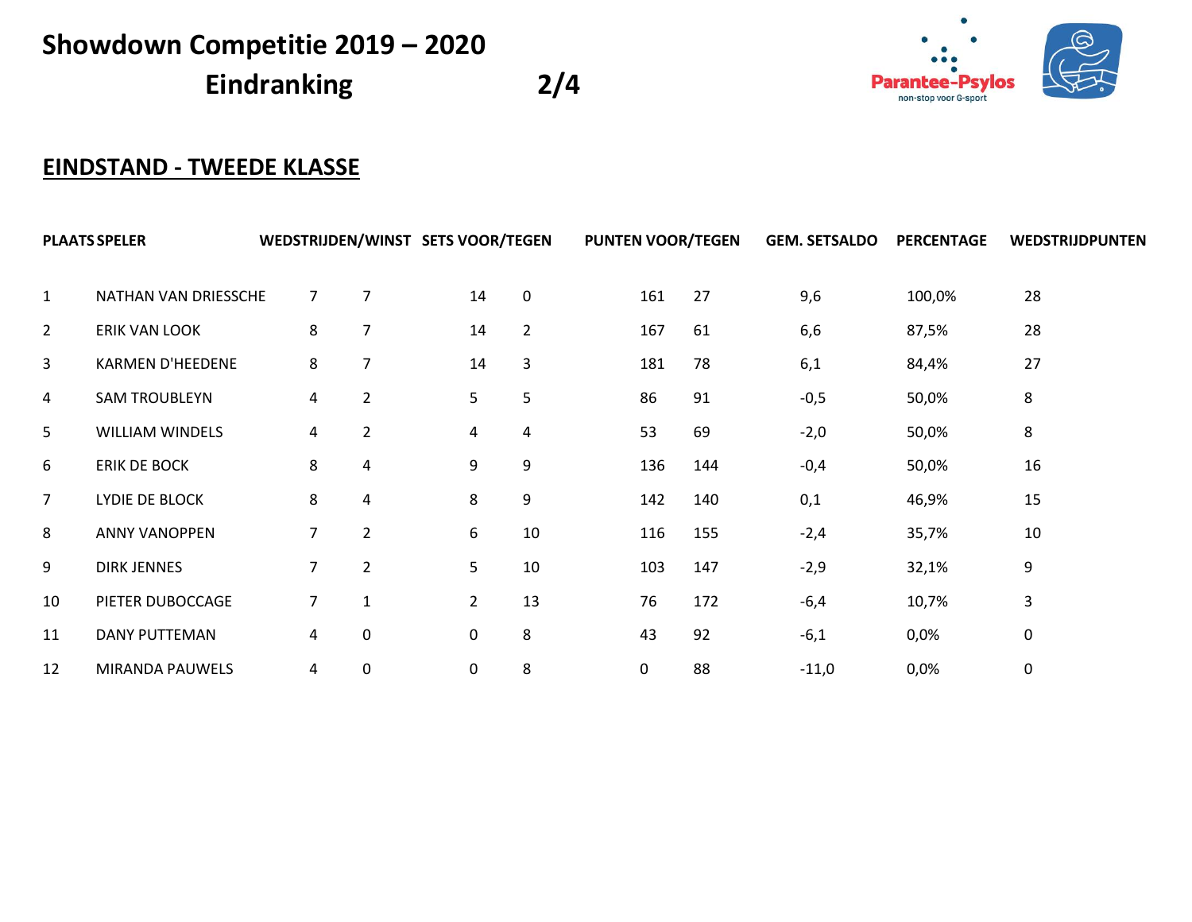# Showdown Competitie 2019 – 2020

## Eindranking

## EINDSTAND - TWEEDE KLASSE

| PLAATS | SPELER | WEDSTRIJDEN/WINST | | SETS VOOR/TEGEN | | PUNTEN VOOR/TEGEN | | GEM. SETSALDO | PERCENTAGE | WEDSTRIJDPUNTEN |
|---|---|---|---|---|---|---|---|---|---|---|
| 1 | NATHAN VAN DRIESSCHE | 7 | 7 | 14 | 0 | 161 | 27 | 9,6 | 100,0% | 28 |
| 2 | ERIK VAN LOOK | 8 | 7 | 14 | 2 | 167 | 61 | 6,6 | 87,5% | 28 |
| 3 | KARMEN D'HEEDENE | 8 | 7 | 14 | 3 | 181 | 78 | 6,1 | 84,4% | 27 |
| 4 | SAM TROUBLEYN | 4 | 2 | 5 | 5 | 86 | 91 | -0,5 | 50,0% | 8 |
| 5 | WILLIAM WINDELS | 4 | 2 | 4 | 4 | 53 | 69 | -2,0 | 50,0% | 8 |
| 6 | ERIK DE BOCK | 8 | 4 | 9 | 9 | 136 | 144 | -0,4 | 50,0% | 16 |
| 7 | LYDIE DE BLOCK | 8 | 4 | 8 | 9 | 142 | 140 | 0,1 | 46,9% | 15 |
| 8 | ANNY VANOPPEN | 7 | 2 | 6 | 10 | 116 | 155 | -2,4 | 35,7% | 10 |
| 9 | DIRK JENNES | 7 | 2 | 5 | 10 | 103 | 147 | -2,9 | 32,1% | 9 |
| 10 | PIETER DUBOCCAGE | 7 | 1 | 2 | 13 | 76 | 172 | -6,4 | 10,7% | 3 |
| 11 | DANY PUTTEMAN | 4 | 0 | 0 | 8 | 43 | 92 | -6,1 | 0,0% | 0 |
| 12 | MIRANDA PAUWELS | 4 | 0 | 0 | 8 | 0 | 88 | -11,0 | 0,0% | 0 |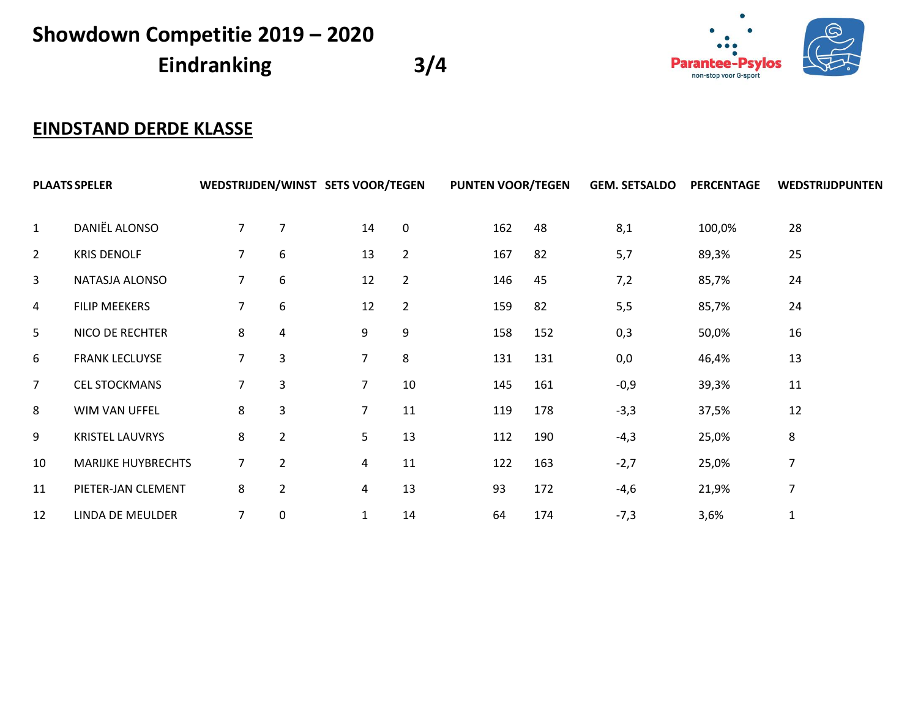# Showdown Competitie 2019 – 2020

## Eindranking 3/4

Parantee-Psylos
non-stop voor G-sport

## EINDSTAND DERDE KLASSE

| PLAATS | SPELER | WEDSTRIJDEN/WINST | | SETS VOOR/TEGEN | | PUNTEN VOOR/TEGEN | | GEM. SETSALDO | PERCENTAGE | WEDSTRIJDPUNTEN |
|---|---|---|---|---|---|---|---|---|---|---|
| 1 | DANIËL ALONSO | 7 | 7 | 14 | 0 | 162 | 48 | 8,1 | 100,0% | 28 |
| 2 | KRIS DENOLF | 7 | 6 | 13 | 2 | 167 | 82 | 5,7 | 89,3% | 25 |
| 3 | NATASJA ALONSO | 7 | 6 | 12 | 2 | 146 | 45 | 7,2 | 85,7% | 24 |
| 4 | FILIP MEEKERS | 7 | 6 | 12 | 2 | 159 | 82 | 5,5 | 85,7% | 24 |
| 5 | NICO DE RECHTER | 8 | 4 | 9 | 9 | 158 | 152 | 0,3 | 50,0% | 16 |
| 6 | FRANK LECLUYSE | 7 | 3 | 7 | 8 | 131 | 131 | 0,0 | 46,4% | 13 |
| 7 | CEL STOCKMANS | 7 | 3 | 7 | 10 | 145 | 161 | -0,9 | 39,3% | 11 |
| 8 | WIM VAN UFFEL | 8 | 3 | 7 | 11 | 119 | 178 | -3,3 | 37,5% | 12 |
| 9 | KRISTEL LAUVRYS | 8 | 2 | 5 | 13 | 112 | 190 | -4,3 | 25,0% | 8 |
| 10 | MARIJKE HUYBRECHTS | 7 | 2 | 4 | 11 | 122 | 163 | -2,7 | 25,0% | 7 |
| 11 | PIETER-JAN CLEMENT | 8 | 2 | 4 | 13 | 93 | 172 | -4,6 | 21,9% | 7 |
| 12 | LINDA DE MEULDER | 7 | 0 | 1 | 14 | 64 | 174 | -7,3 | 3,6% | 1 |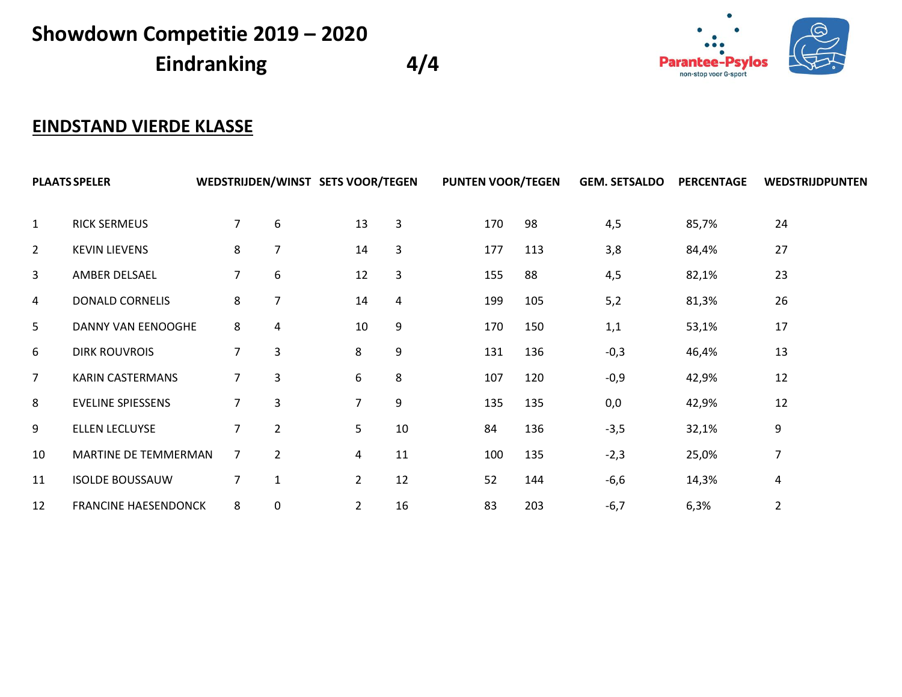# Showdown Competitie 2019 – 2020

## Eindranking 4/4

Parantee-Psylos
non-stop voor G-sport

### EINDSTAND VIERDE KLASSE

| PLAATS | SPELER | WEDSTRIJDEN/WINST | | SETS VOOR/TEGEN | | PUNTEN VOOR/TEGEN | | GEM. SETSALDO | PERCENTAGE | WEDSTRIJDPUNTEN |
|---|---|---|---|---|---|---|---|---|---|---|
| 1 | RICK SERMEUS | 7 | 6 | 13 | 3 | 170 | 98 | 4,5 | 85,7% | 24 |
| 2 | KEVIN LIEVENS | 8 | 7 | 14 | 3 | 177 | 113 | 3,8 | 84,4% | 27 |
| 3 | AMBER DELSAEL | 7 | 6 | 12 | 3 | 155 | 88 | 4,5 | 82,1% | 23 |
| 4 | DONALD CORNELIS | 8 | 7 | 14 | 4 | 199 | 105 | 5,2 | 81,3% | 26 |
| 5 | DANNY VAN EENOOGHE | 8 | 4 | 10 | 9 | 170 | 150 | 1,1 | 53,1% | 17 |
| 6 | DIRK ROUVROIS | 7 | 3 | 8 | 9 | 131 | 136 | -0,3 | 46,4% | 13 |
| 7 | KARIN CASTERMANS | 7 | 3 | 6 | 8 | 107 | 120 | -0,9 | 42,9% | 12 |
| 8 | EVELINE SPIESSENS | 7 | 3 | 7 | 9 | 135 | 135 | 0,0 | 42,9% | 12 |
| 9 | ELLEN LECLUYSE | 7 | 2 | 5 | 10 | 84 | 136 | -3,5 | 32,1% | 9 |
| 10 | MARTINE DE TEMMERMAN | 7 | 2 | 4 | 11 | 100 | 135 | -2,3 | 25,0% | 7 |
| 11 | ISOLDE BOUSSAUW | 7 | 1 | 2 | 12 | 52 | 144 | -6,6 | 14,3% | 4 |
| 12 | FRANCINE HAESENDONCK | 8 | 0 | 2 | 16 | 83 | 203 | -6,7 | 6,3% | 2 |